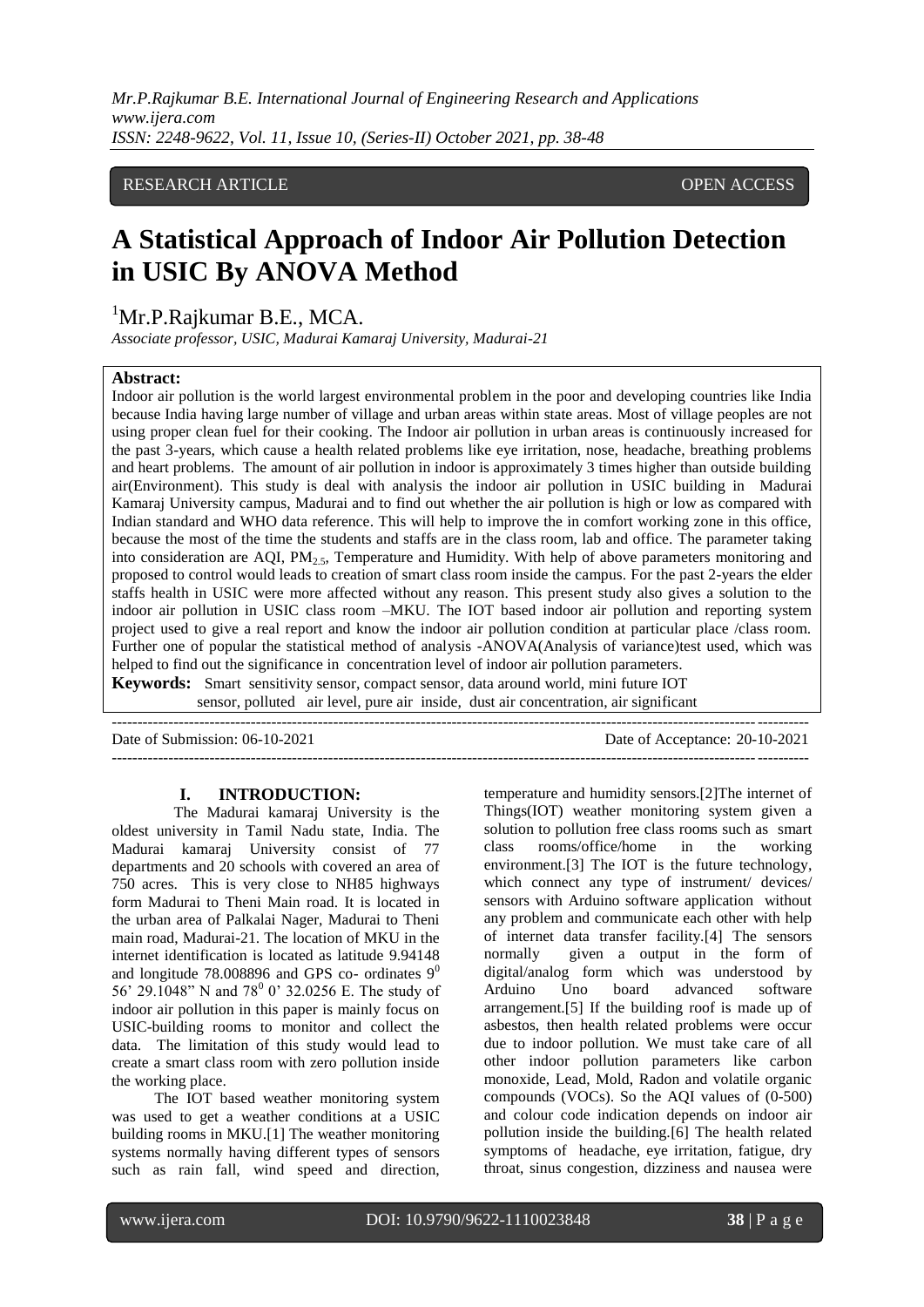RESEARCH ARTICLE OPEN ACCESS

# A Statistical Approach of Indoor Air Pollution Detection in USIC By ANOVA Method

[1]Mr.P.Rajkumar B.E., MCA.

*Associate professor, USIC, Madurai Kamaraj University, Madurai-21*

**Abstract:**

Indoor air pollution is the world largest environmental problem in the poor and developing countries like India because India having large number of village and urban areas within state areas. Most of village peoples are not using proper clean fuel for their cooking. The Indoor air pollution in urban areas is continuously increased for the past 3-years, which cause a health related problems like eye irritation, nose, headache, breathing problems and heart problems. The amount of air pollution in indoor is approximately 3 times higher than outside building air(Environment). This study is deal with analysis the indoor air pollution in USIC building in Madurai Kamaraj University campus, Madurai and to find out whether the air pollution is high or low as compared with Indian standard and WHO data reference. This will help to improve the in comfort working zone in this office, because the most of the time the students and staffs are in the class room, lab and office. The parameter taking into consideration are AQI, $PM_{2.5}$, Temperature and Humidity. With help of above parameters monitoring and proposed to control would leads to creation of smart class room inside the campus. For the past 2-years the elder staffs health in USIC were more affected without any reason. This present study also gives a solution to the indoor air pollution in USIC class room –MKU. The IOT based indoor air pollution and reporting system project used to give a real report and know the indoor air pollution condition at particular place /class room. Further one of popular the statistical method of analysis -ANOVA(Analysis of variance)test used, which was helped to find out the significance in concentration level of indoor air pollution parameters.

**Keywords:** Smart sensitivity sensor, compact sensor, data around world, mini future IOT sensor, polluted air level, pure air inside, dust air concentration, air significant

---

Date of Submission: 06-10-2021 Date of Acceptance: 20-10-2021

---

## I. INTRODUCTION:

The Madurai kamaraj University is the oldest university in Tamil Nadu state, India. The Madurai kamaraj University consist of 77 departments and 20 schools with covered an area of 750 acres. This is very close to NH85 highways form Madurai to Theni Main road. It is located in the urban area of Palkalai Nager, Madurai to Theni main road, Madurai-21. The location of MKU in the internet identification is located as latitude 9.94148 and longitude 78.008896 and GPS co- ordinates $9^0$ 56' 29.1048" N and $78^0$ 0' 32.0256 E. The study of indoor air pollution in this paper is mainly focus on USIC-building rooms to monitor and collect the data. The limitation of this study would lead to create a smart class room with zero pollution inside the working place.

The IOT based weather monitoring system was used to get a weather conditions at a USIC building rooms in MKU.[1] The weather monitoring systems normally having different types of sensors such as rain fall, wind speed and direction, temperature and humidity sensors.[2]The internet of Things(IOT) weather monitoring system given a solution to pollution free class rooms such as smart class rooms/office/home in the working environment.[3] The IOT is the future technology, which connect any type of instrument/ devices/ sensors with Arduino software application without any problem and communicate each other with help of internet data transfer facility.[4] The sensors normally given a output in the form of digital/analog form which was understood by Arduino Uno board advanced software arrangement.[5] If the building roof is made up of asbestos, then health related problems were occur due to indoor pollution. We must take care of all other indoor pollution parameters like carbon monoxide, Lead, Mold, Radon and volatile organic compounds (VOCs). So the AQI values of (0-500) and colour code indication depends on indoor air pollution inside the building.[6] The health related symptoms of headache, eye irritation, fatigue, dry throat, sinus congestion, dizziness and nausea were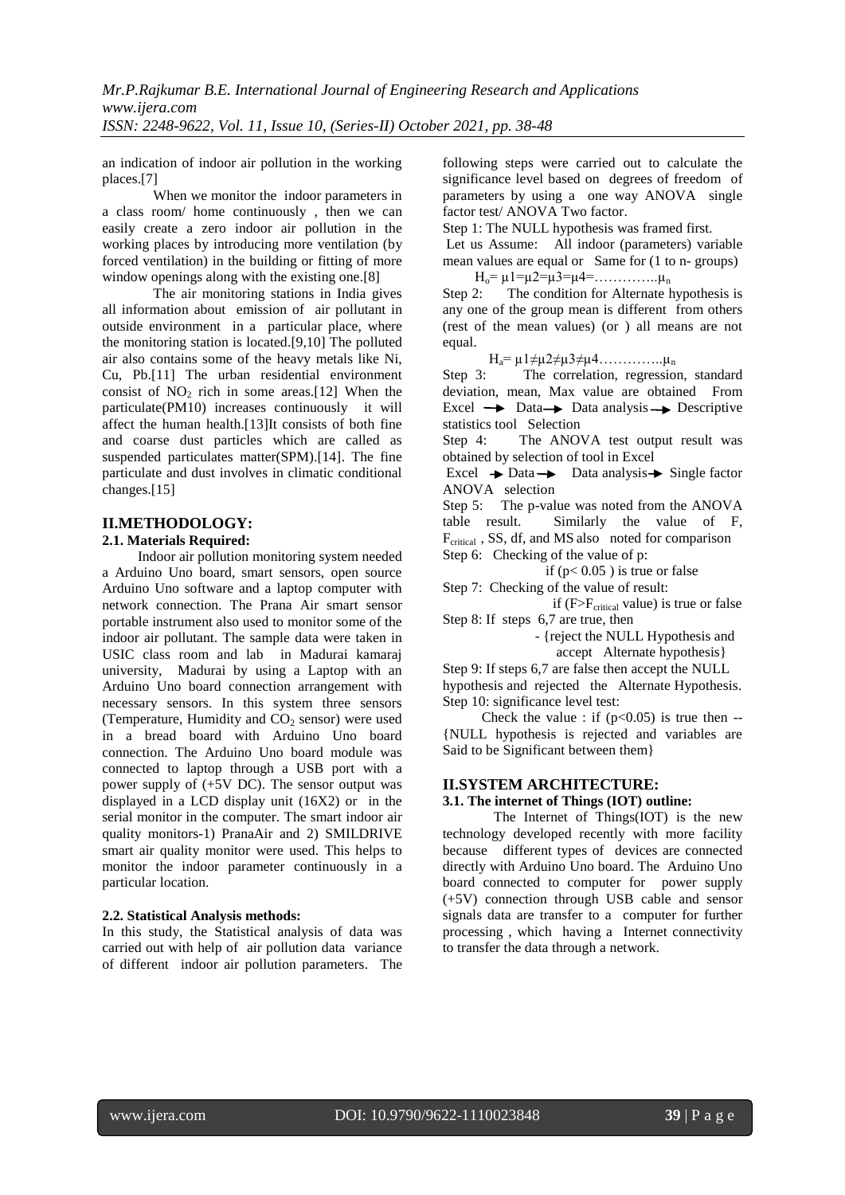an indication of indoor air pollution in the working places.[7]

When we monitor the indoor parameters in a class room/ home continuously , then we can easily create a zero indoor air pollution in the working places by introducing more ventilation (by forced ventilation) in the building or fitting of more window openings along with the existing one.[8]

The air monitoring stations in India gives all information about emission of air pollutant in outside environment in a particular place, where the monitoring station is located.[9,10] The polluted air also contains some of the heavy metals like Ni, Cu, Pb.[11] The urban residential environment consist of $NO_2$ rich in some areas.[12] When the particulate(PM10) increases continuously it will affect the human health.[13]It consists of both fine and coarse dust particles which are called as suspended particulates matter(SPM).[14]. The fine particulate and dust involves in climatic conditional changes.[15]

## II.METHODOLOGY:

### 2.1. Materials Required:

Indoor air pollution monitoring system needed a Arduino Uno board, smart sensors, open source Arduino Uno software and a laptop computer with network connection. The Prana Air smart sensor portable instrument also used to monitor some of the indoor air pollutant. The sample data were taken in USIC class room and lab in Madurai kamaraj university, Madurai by using a Laptop with an Arduino Uno board connection arrangement with necessary sensors. In this system three sensors (Temperature, Humidity and $CO_2$ sensor) were used in a bread board with Arduino Uno board connection. The Arduino Uno board module was connected to laptop through a USB port with a power supply of (+5V DC). The sensor output was displayed in a LCD display unit (16X2) or in the serial monitor in the computer. The smart indoor air quality monitors-1) PranaAir and 2) SMILDRIVE smart air quality monitor were used. This helps to monitor the indoor parameter continuously in a particular location.

### 2.2. Statistical Analysis methods:

In this study, the Statistical analysis of data was carried out with help of air pollution data variance of different indoor air pollution parameters. The following steps were carried out to calculate the significance level based on degrees of freedom of parameters by using a one way ANOVA single factor test/ ANOVA Two factor.

Step 1: The NULL hypothesis was framed first.

Let us Assume: All indoor (parameters) variable mean values are equal or Same for (1 to n- groups)

$H_o = \mu1=\mu2=\mu3=\mu4=\ldots\ldots\ldots\ldots\mu_n$

Step 2: The condition for Alternate hypothesis is any one of the group mean is different from others (rest of the mean values) (or ) all means are not equal.

$H_a = \mu1\neq\mu2\neq\mu3\neq\mu4\ldots\ldots\ldots\ldots\mu_n$

Step 3: The correlation, regression, standard deviation, mean, Max value are obtained From Excel → Data→ Data analysis → Descriptive statistics tool Selection

Step 4: The ANOVA test output result was obtained by selection of tool in Excel

Excel → Data → Data analysis→ Single factor ANOVA selection

Step 5: The p-value was noted from the ANOVA table result. Similarly the value of F, $F_{critical}$ , SS, df, and MS also noted for comparison

Step 6: Checking of the value of p:

if ($p< 0.05$ ) is true or false

Step 7: Checking of the value of result:

if ($F>F_{critical}$ value) is true or false

Step 8: If steps 6,7 are true, then

- {reject the NULL Hypothesis and accept Alternate hypothesis}

Step 9: If steps 6,7 are false then accept the NULL hypothesis and rejected the Alternate Hypothesis.

Step 10: significance level test:

Check the value : if ($p<0.05$) is true then -- {NULL hypothesis is rejected and variables are Said to be Significant between them}

## II.SYSTEM ARCHITECTURE:

### 3.1. The internet of Things (IOT) outline:

The Internet of Things(IOT) is the new technology developed recently with more facility because different types of devices are connected directly with Arduino Uno board. The Arduino Uno board connected to computer for power supply (+5V) connection through USB cable and sensor signals data are transfer to a computer for further processing , which having a Internet connectivity to transfer the data through a network.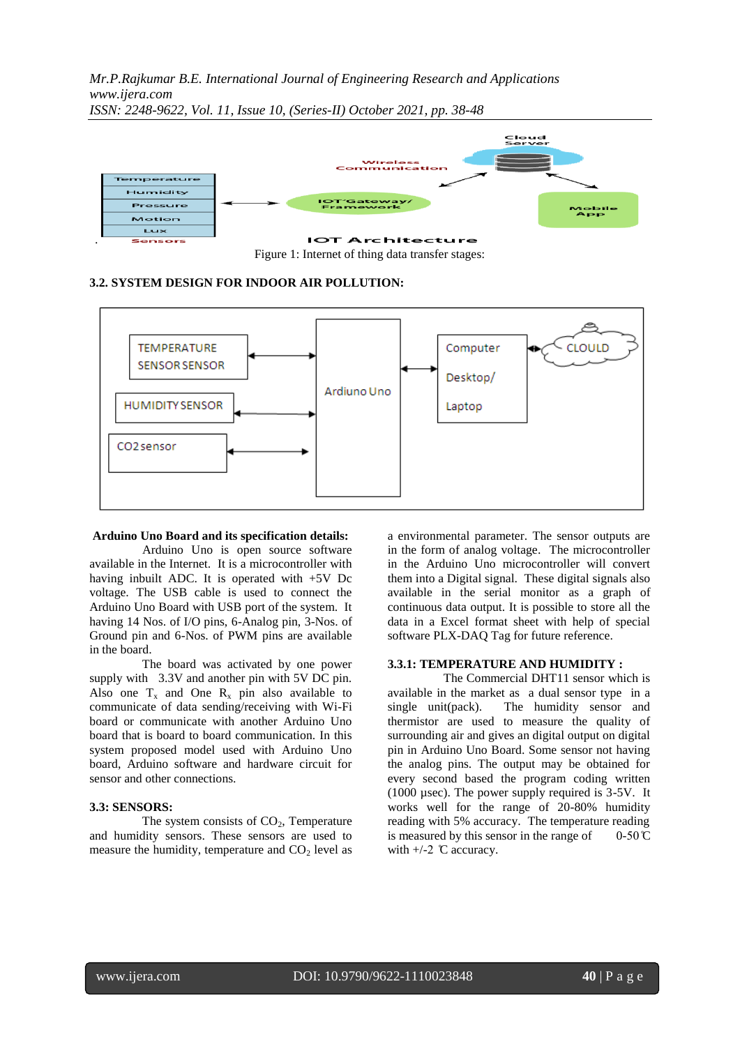Figure 1: Internet of thing data transfer stages:

### 3.2. SYSTEM DESIGN FOR INDOOR AIR POLLUTION:

**Arduino Uno Board and its specification details:**

Arduino Uno is open source software available in the Internet. It is a microcontroller with having inbuilt ADC. It is operated with +5V Dc voltage. The USB cable is used to connect the Arduino Uno Board with USB port of the system. It having 14 Nos. of I/O pins, 6-Analog pin, 3-Nos. of Ground pin and 6-Nos. of PWM pins are available in the board.

The board was activated by one power supply with 3.3V and another pin with 5V DC pin. Also one $T_x$ and One $R_x$ pin also available to communicate of data sending/receiving with Wi-Fi board or communicate with another Arduino Uno board that is board to board communication. In this system proposed model used with Arduino Uno board, Arduino software and hardware circuit for sensor and other connections.

### 3.3: SENSORS:

The system consists of $CO_2$, Temperature and humidity sensors. These sensors are used to measure the humidity, temperature and $CO_2$ level as a environmental parameter. The sensor outputs are in the form of analog voltage. The microcontroller in the Arduino Uno microcontroller will convert them into a Digital signal. These digital signals also available in the serial monitor as a graph of continuous data output. It is possible to store all the data in a Excel format sheet with help of special software PLX-DAQ Tag for future reference.

### 3.3.1: TEMPERATURE AND HUMIDITY :

The Commercial DHT11 sensor which is available in the market as a dual sensor type in a single unit(pack). The humidity sensor and thermistor are used to measure the quality of surrounding air and gives an digital output on digital pin in Arduino Uno Board. Some sensor not having the analog pins. The output may be obtained for every second based the program coding written (1000 µsec). The power supply required is 3-5V. It works well for the range of 20-80% humidity reading with 5% accuracy. The temperature reading is measured by this sensor in the range of 0-50℃ with +/-2 ℃ accuracy.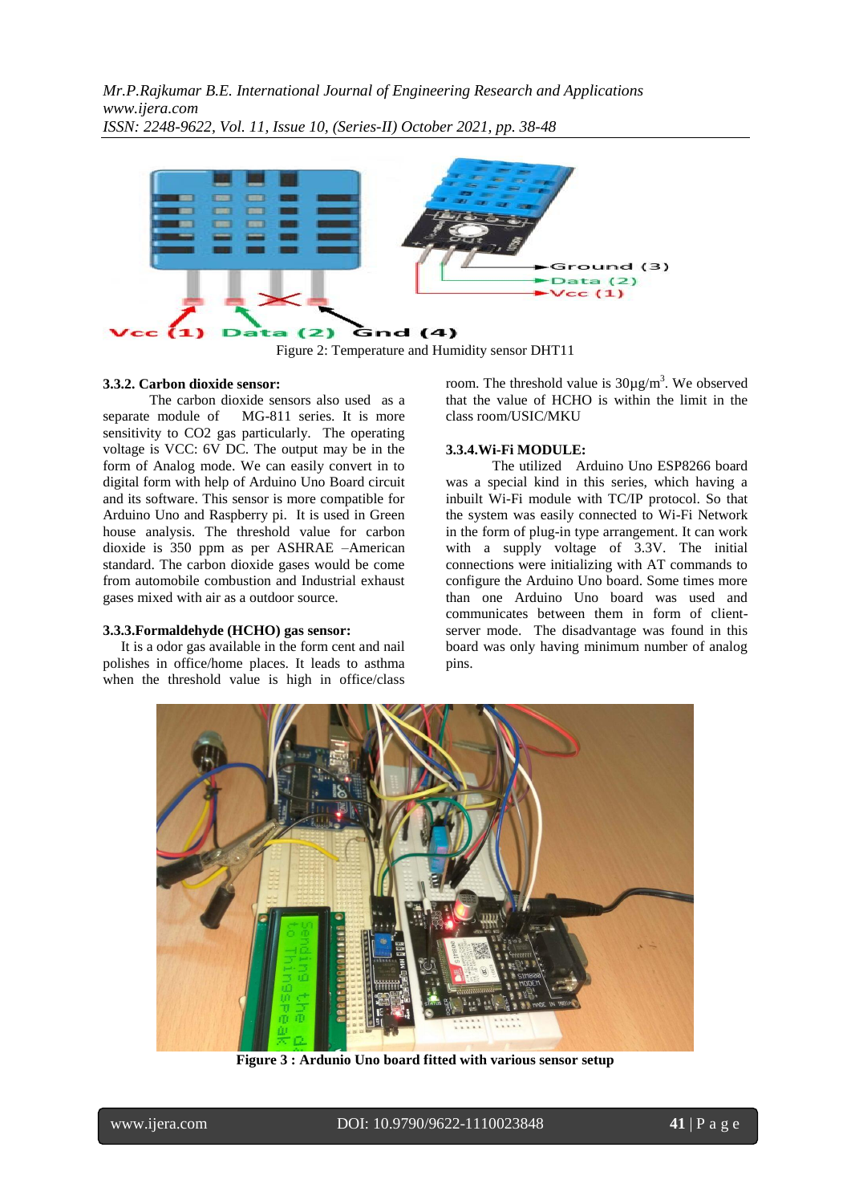Figure 2: Temperature and Humidity sensor DHT11

### 3.3.2. Carbon dioxide sensor:

The carbon dioxide sensors also used as a separate module of MG-811 series. It is more sensitivity to CO2 gas particularly. The operating voltage is VCC: 6V DC. The output may be in the form of Analog mode. We can easily convert in to digital form with help of Arduino Uno Board circuit and its software. This sensor is more compatible for Arduino Uno and Raspberry pi. It is used in Green house analysis. The threshold value for carbon dioxide is 350 ppm as per ASHRAE –American standard. The carbon dioxide gases would be come from automobile combustion and Industrial exhaust gases mixed with air as a outdoor source.

### 3.3.3.Formaldehyde (HCHO) gas sensor:

It is a odor gas available in the form cent and nail polishes in office/home places. It leads to asthma when the threshold value is high in office/class room. The threshold value is $30\mu g/m^3$. We observed that the value of HCHO is within the limit in the class room/USIC/MKU

### 3.3.4.Wi-Fi MODULE:

The utilized Arduino Uno ESP8266 board was a special kind in this series, which having a inbuilt Wi-Fi module with TC/IP protocol. So that the system was easily connected to Wi-Fi Network in the form of plug-in type arrangement. It can work with a supply voltage of 3.3V. The initial connections were initializing with AT commands to configure the Arduino Uno board. Some times more than one Arduino Uno board was used and communicates between them in form of client-server mode. The disadvantage was found in this board was only having minimum number of analog pins.

**Figure 3 : Ardunio Uno board fitted with various sensor setup**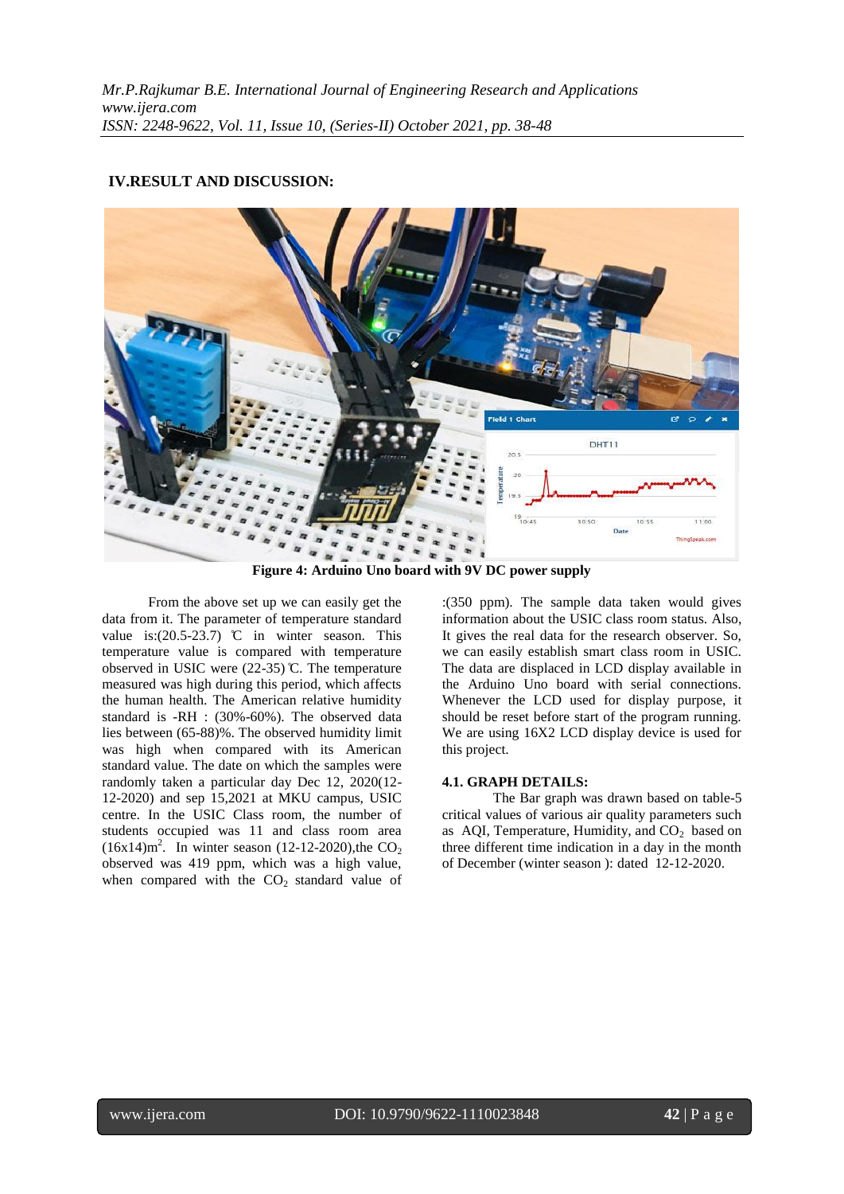## IV.RESULT AND DISCUSSION:

**Figure 4: Arduino Uno board with 9V DC power supply**

From the above set up we can easily get the data from it. The parameter of temperature standard value is:(20.5-23.7) ℃ in winter season. This temperature value is compared with temperature observed in USIC were (22-35)℃. The temperature measured was high during this period, which affects the human health. The American relative humidity standard is -RH : (30%-60%). The observed data lies between (65-88)%. The observed humidity limit was high when compared with its American standard value. The date on which the samples were randomly taken a particular day Dec 12, 2020(12-12-2020) and sep 15,2021 at MKU campus, USIC centre. In the USIC Class room, the number of students occupied was 11 and class room area $(16x14)m^2$. In winter season (12-12-2020),the $CO_2$ observed was 419 ppm, which was a high value, when compared with the $CO_2$ standard value of :(350 ppm). The sample data taken would gives information about the USIC class room status. Also, It gives the real data for the research observer. So, we can easily establish smart class room in USIC. The data are displaced in LCD display available in the Arduino Uno board with serial connections. Whenever the LCD used for display purpose, it should be reset before start of the program running. We are using 16X2 LCD display device is used for this project.

### 4.1. GRAPH DETAILS:

The Bar graph was drawn based on table-5 critical values of various air quality parameters such as AQI, Temperature, Humidity, and $CO_2$ based on three different time indication in a day in the month of December (winter season ): dated 12-12-2020.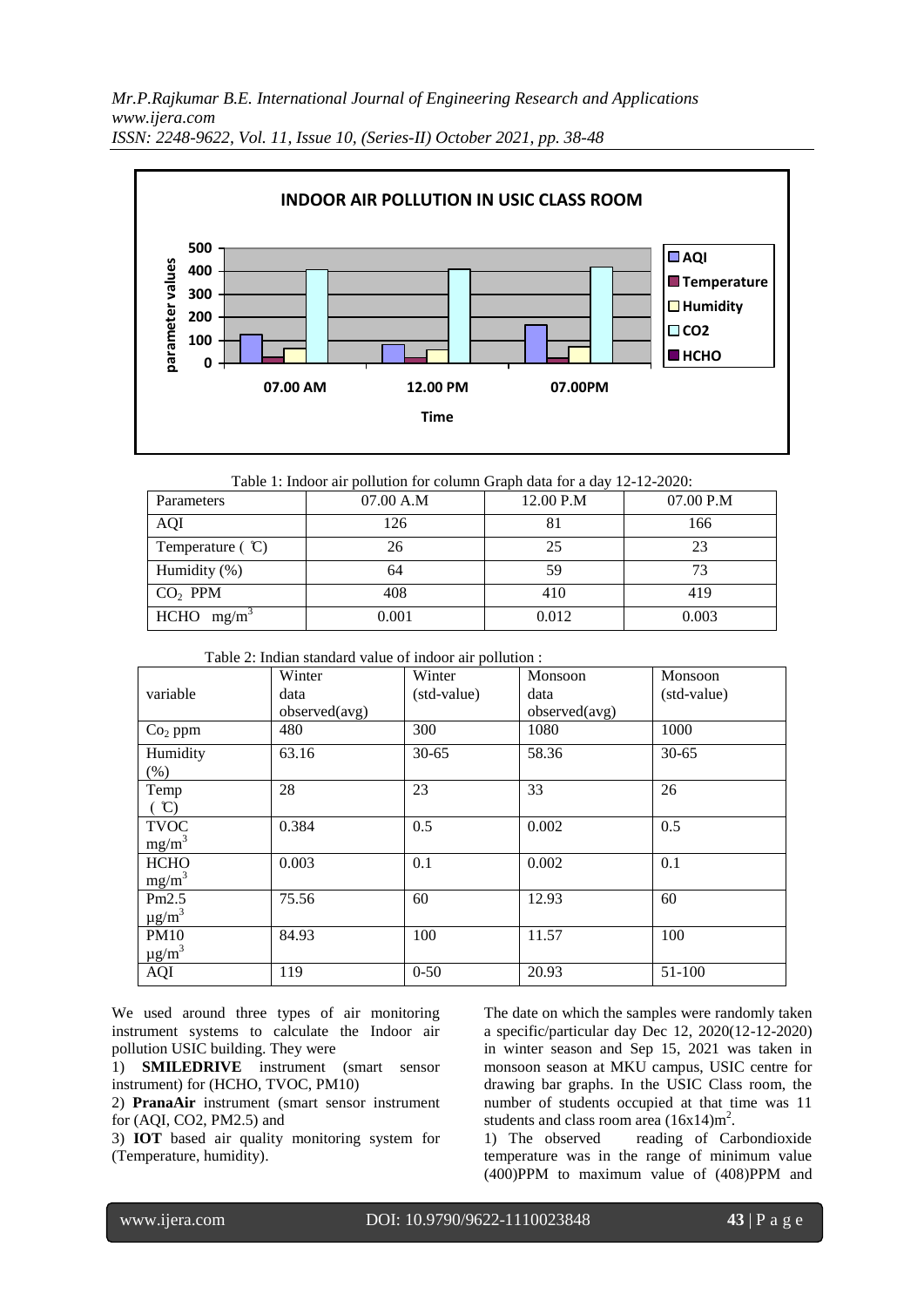Table 1: Indoor air pollution for column Graph data for a day 12-12-2020:

| Parameters | 07.00 A.M | 12.00 P.M | 07.00 P.M |
|---|---|---|---|
| AQI | 126 | 81 | 166 |
| Temperature ( ℃) | 26 | 25 | 23 |
| Humidity (%) | 64 | 59 | 73 |
| $CO_2$ PPM | 408 | 410 | 419 |
| HCHO $mg/m^3$ | 0.001 | 0.012 | 0.003 |

Table 2: Indian standard value of indoor air pollution :

| variable | Winter data observed(avg) | Winter (std-value) | Monsoon data observed(avg) | Monsoon (std-value) |
|---|---|---|---|---|
| $Co_2$ ppm | 480 | 300 | 1080 | 1000 |
| Humidity (%) | 63.16 | 30-65 | 58.36 | 30-65 |
| Temp ( ℃) | 28 | 23 | 33 | 26 |
| TVOC $mg/m^3$ | 0.384 | 0.5 | 0.002 | 0.5 |
| HCHO $mg/m^3$ | 0.003 | 0.1 | 0.002 | 0.1 |
| Pm2.5 $\mu g/m^3$ | 75.56 | 60 | 12.93 | 60 |
| PM10 $\mu g/m^3$ | 84.93 | 100 | 11.57 | 100 |
| AQI | 119 | 0-50 | 20.93 | 51-100 |

We used around three types of air monitoring instrument systems to calculate the Indoor air pollution USIC building. They were

1) **SMILEDRIVE** instrument (smart sensor instrument) for (HCHO, TVOC, PM10)
2) **PranaAir** instrument (smart sensor instrument for (AQI, CO2, PM2.5) and
3) **IOT** based air quality monitoring system for (Temperature, humidity).

The date on which the samples were randomly taken a specific/particular day Dec 12, 2020(12-12-2020) in winter season and Sep 15, 2021 was taken in monsoon season at MKU campus, USIC centre for drawing bar graphs. In the USIC Class room, the number of students occupied at that time was 11 students and class room area $(16x14)m^2$.

1) The observed reading of Carbondioxide temperature was in the range of minimum value (400)PPM to maximum value of (408)PPM and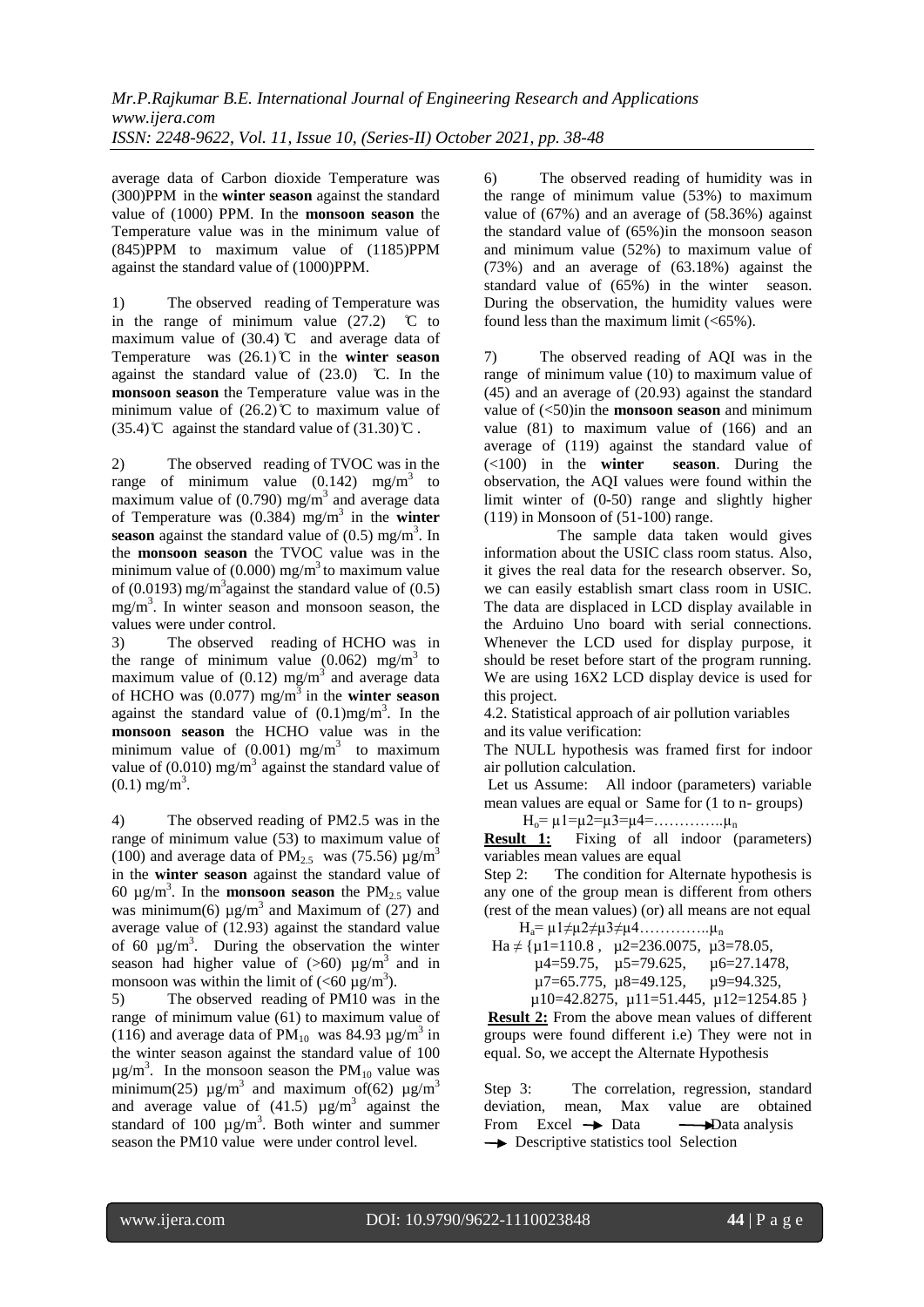average data of Carbon dioxide Temperature was (300)PPM in the **winter season** against the standard value of (1000) PPM. In the **monsoon season** the Temperature value was in the minimum value of (845)PPM to maximum value of (1185)PPM against the standard value of (1000)PPM.

1) The observed reading of Temperature was in the range of minimum value (27.2) ℃ to maximum value of (30.4)℃ and average data of Temperature was (26.1)℃ in the **winter season** against the standard value of (23.0) ℃. In the **monsoon season** the Temperature value was in the minimum value of (26.2)℃ to maximum value of (35.4)℃ against the standard value of (31.30)℃.

2) The observed reading of TVOC was in the range of minimum value (0.142) $mg/m^3$ to maximum value of (0.790) $mg/m^3$ and average data of Temperature was (0.384) $mg/m^3$ in the **winter season** against the standard value of (0.5) $mg/m^3$. In the **monsoon season** the TVOC value was in the minimum value of (0.000) $mg/m^3$ to maximum value of (0.0193) $mg/m^3$ against the standard value of (0.5) $mg/m^3$. In winter season and monsoon season, the values were under control.

3) The observed reading of HCHO was in the range of minimum value (0.062) $mg/m^3$ to maximum value of (0.12) $mg/m^3$ and average data of HCHO was (0.077) $mg/m^3$ in the **winter season** against the standard value of (0.1)$mg/m^3$. In the **monsoon season** the HCHO value was in the minimum value of (0.001) $mg/m^3$ to maximum value of (0.010) $mg/m^3$ against the standard value of (0.1) $mg/m^3$.

4) The observed reading of PM2.5 was in the range of minimum value (53) to maximum value of (100) and average data of $PM_{2.5}$ was (75.56) $\mu g/m^3$ in the **winter season** against the standard value of 60 $\mu g/m^3$. In the **monsoon season** the $PM_{2.5}$ value was minimum(6) $\mu g/m^3$ and Maximum of (27) and average value of (12.93) against the standard value of 60 $\mu g/m^3$. During the observation the winter season had higher value of (>60) $\mu g/m^3$ and in monsoon was within the limit of (<60 $\mu g/m^3$).

5) The observed reading of PM10 was in the range of minimum value (61) to maximum value of (116) and average data of $PM_{10}$ was 84.93 $\mu g/m^3$ in the winter season against the standard value of 100 $\mu g/m^3$. In the monsoon season the $PM_{10}$ value was minimum(25) $\mu g/m^3$ and maximum of(62) $\mu g/m^3$ and average value of (41.5) $\mu g/m^3$ against the standard of 100 $\mu g/m^3$. Both winter and summer season the PM10 value were under control level.

6) The observed reading of humidity was in the range of minimum value (53%) to maximum value of (67%) and an average of (58.36%) against the standard value of (65%)in the monsoon season and minimum value (52%) to maximum value of (73%) and an average of (63.18%) against the standard value of (65%) in the winter season. During the observation, the humidity values were found less than the maximum limit (<65%).

7) The observed reading of AQI was in the range of minimum value (10) to maximum value of (45) and an average of (20.93) against the standard value of (<50)in the **monsoon season** and minimum value (81) to maximum value of (166) and an average of (119) against the standard value of (<100) in the **winter season**. During the observation, the AQI values were found within the limit winter of (0-50) range and slightly higher (119) in Monsoon of (51-100) range.

The sample data taken would gives information about the USIC class room status. Also, it gives the real data for the research observer. So, we can easily establish smart class room in USIC. The data are displaced in LCD display available in the Arduino Uno board with serial connections. Whenever the LCD used for display purpose, it should be reset before start of the program running. We are using 16X2 LCD display device is used for this project.

4.2. Statistical approach of air pollution variables and its value verification:

The NULL hypothesis was framed first for indoor air pollution calculation.

Let us Assume: All indoor (parameters) variable mean values are equal or Same for (1 to n- groups)

$H_o = \mu1=\mu2=\mu3=\mu4=\ldots\ldots\ldots\ldots\mu_n$

**Result 1:** Fixing of all indoor (parameters) variables mean values are equal

Step 2: The condition for Alternate hypothesis is any one of the group mean is different from others (rest of the mean values) (or) all means are not equal

$H_a = \mu1\neq\mu2\neq\mu3\neq\mu4\ldots\ldots\ldots\ldots\mu_n$

$Ha \neq \{\mu1=110.8,\ \mu2=236.0075,\ \mu3=78.05,\ \mu4=59.75,\ \mu5=79.625,\ \mu6=27.1478,\ \mu7=65.775,\ \mu8=49.125,\ \mu9=94.325,\ \mu10=42.8275,\ \mu11=51.445,\ \mu12=1254.85\}$

**Result 2:** From the above mean values of different groups were found different i.e) They were not in equal. So, we accept the Alternate Hypothesis

Step 3: The correlation, regression, standard deviation, mean, Max value are obtained From Excel → Data → Data analysis → Descriptive statistics tool Selection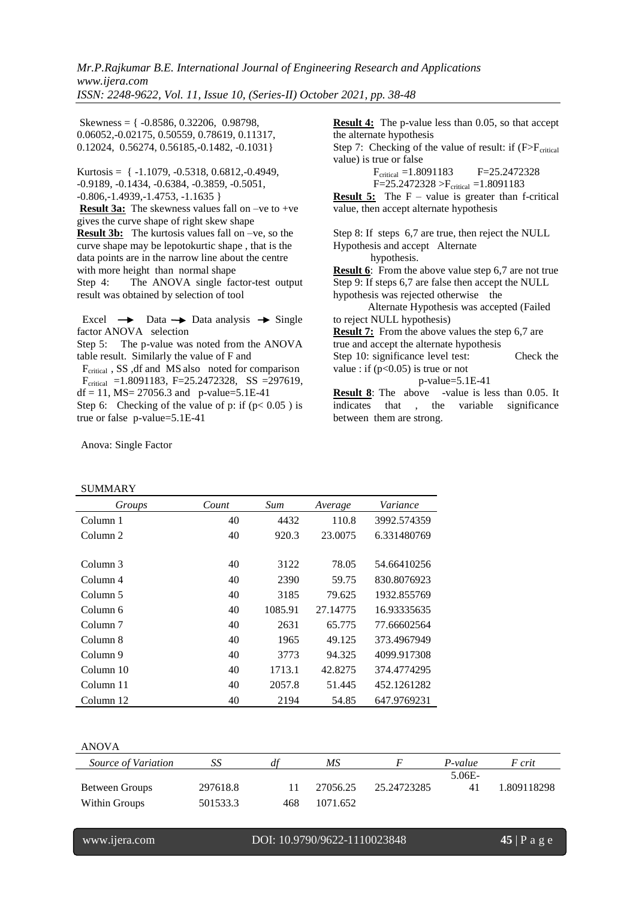Skewness = { -0.8586, 0.32206, 0.98798, 0.06052,-0.02175, 0.50559, 0.78619, 0.11317, 0.12024, 0.56274, 0.56185,-0.1482, -0.1031}

Kurtosis = { -1.1079, -0.5318, 0.6812,-0.4949, -0.9189, -0.1434, -0.6384, -0.3859, -0.5051, -0.806,-1.4939,-1.4753, -1.1635 }

**Result 3a:** The skewness values fall on –ve to +ve gives the curve shape of right skew shape

**Result 3b:** The kurtosis values fall on –ve, so the curve shape may be lepotokurtic shape , that is the data points are in the narrow line about the centre with more height than normal shape

Step 4: The ANOVA single factor-test output result was obtained by selection of tool

Excel → Data → Data analysis → Single factor ANOVA selection

Step 5: The p-value was noted from the ANOVA table result. Similarly the value of F and $F_{critical}$ , SS ,df and MS also noted for comparison

$F_{critical}$ =1.8091183, F=25.2472328, SS =297619, df = 11, MS= 27056.3 and p-value=5.1E-41

Step 6: Checking of the value of p: if ($p< 0.05$ ) is true or false p-value=5.1E-41

**Result 4:** The p-value less than 0.05, so that accept the alternate hypothesis

Step 7: Checking of the value of result: if ($F>F_{critical}$ value) is true or false

$F_{critical}$ =1.8091183 F=25.2472328

F=25.2472328 >$F_{critical}$ =1.8091183

**Result 5:** The F – value is greater than f-critical value, then accept alternate hypothesis

Step 8: If steps 6,7 are true, then reject the NULL Hypothesis and accept Alternate hypothesis.

**Result 6**: From the above value step 6,7 are not true

Step 9: If steps 6,7 are false then accept the NULL hypothesis was rejected otherwise the Alternate Hypothesis was accepted (Failed to reject NULL hypothesis)

**Result 7:** From the above values the step 6,7 are true and accept the alternate hypothesis

Step 10: significance level test: Check the value : if ($p<0.05$) is true or not

p-value=5.1E-41

**Result 8**: The above -value is less than 0.05. It indicates that , the variable significance between them are strong.

Anova: Single Factor

SUMMARY

| *Groups* | *Count* | *Sum* | *Average* | *Variance* |
|---|---|---|---|---|
| Column 1 | 40 | 4432 | 110.8 | 3992.574359 |
| Column 2 | 40 | 920.3 | 23.0075 | 6.331480769 |
| Column 3 | 40 | 3122 | 78.05 | 54.66410256 |
| Column 4 | 40 | 2390 | 59.75 | 830.8076923 |
| Column 5 | 40 | 3185 | 79.625 | 1932.855769 |
| Column 6 | 40 | 1085.91 | 27.14775 | 16.93335635 |
| Column 7 | 40 | 2631 | 65.775 | 77.66602564 |
| Column 8 | 40 | 1965 | 49.125 | 373.4967949 |
| Column 9 | 40 | 3773 | 94.325 | 4099.917308 |
| Column 10 | 40 | 1713.1 | 42.8275 | 374.4774295 |
| Column 11 | 40 | 2057.8 | 51.445 | 452.1261282 |
| Column 12 | 40 | 2194 | 54.85 | 647.9769231 |

ANOVA

| *Source of Variation* | *SS* | *df* | *MS* | *F* | *P-value* | *F crit* |
|---|---|---|---|---|---|---|
| Between Groups | 297618.8 | 11 | 27056.25 | 25.24723285 | 5.06E-41 | 1.809118298 |
| Within Groups | 501533.3 | 468 | 1071.652 | | | |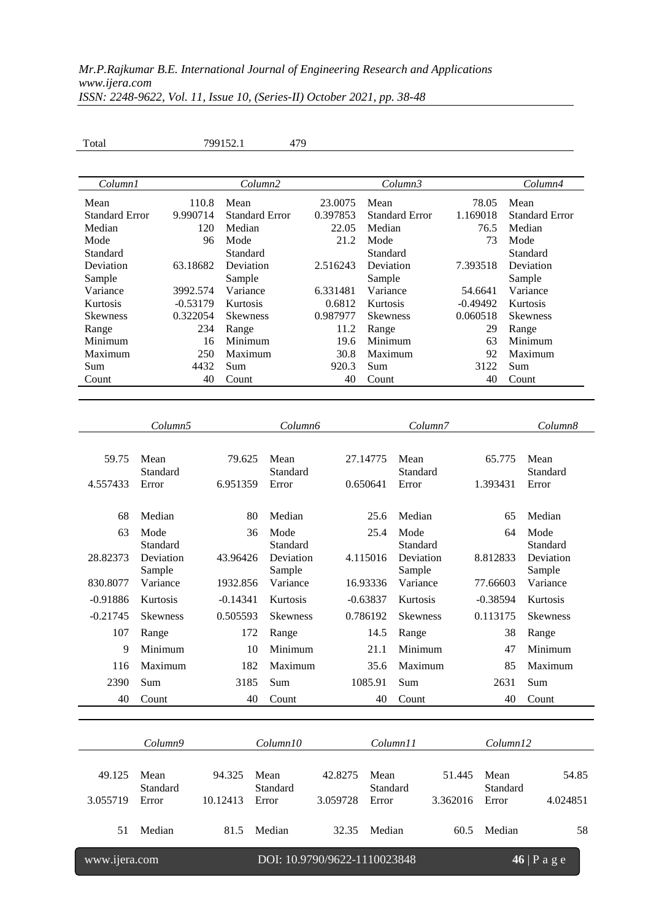| Total | 799152.1 | 479 |
|---|---|---|

| *Column1* | | *Column2* | | *Column3* | | *Column4* |
|---|---|---|---|---|---|---|
| Mean | 110.8 | Mean | 23.0075 | Mean | 78.05 | Mean |
| Standard Error | 9.990714 | Standard Error | 0.397853 | Standard Error | 1.169018 | Standard Error |
| Median | 120 | Median | 22.05 | Median | 76.5 | Median |
| Mode | 96 | Mode | 21.2 | Mode | 73 | Mode |
| Standard Deviation | 63.18682 | Standard Deviation | 2.516243 | Standard Deviation | 7.393518 | Standard Deviation |
| Sample Variance | 3992.574 | Sample Variance | 6.331481 | Sample Variance | 54.6641 | Sample Variance |
| Kurtosis | -0.53179 | Kurtosis | 0.6812 | Kurtosis | -0.49492 | Kurtosis |
| Skewness | 0.322054 | Skewness | 0.987977 | Skewness | 0.060518 | Skewness |
| Range | 234 | Range | 11.2 | Range | 29 | Range |
| Minimum | 16 | Minimum | 19.6 | Minimum | 63 | Minimum |
| Maximum | 250 | Maximum | 30.8 | Maximum | 92 | Maximum |
| Sum | 4432 | Sum | 920.3 | Sum | 3122 | Sum |
| Count | 40 | Count | 40 | Count | 40 | Count |

| | *Column5* | | *Column6* | | *Column7* | | *Column8* |
|---|---|---|---|---|---|---|---|
| 59.75 | Mean | 79.625 | Mean | 27.14775 | Mean | 65.775 | Mean |
| 4.557433 | Standard Error | 6.951359 | Standard Error | 0.650641 | Standard Error | 1.393431 | Standard Error |
| 68 | Median | 80 | Median | 25.6 | Median | 65 | Median |
| 63 | Mode | 36 | Mode | 25.4 | Mode | 64 | Mode |
| 28.82373 | Standard Deviation | 43.96426 | Standard Deviation | 4.115016 | Standard Deviation | 8.812833 | Standard Deviation |
| 830.8077 | Sample Variance | 1932.856 | Sample Variance | 16.93336 | Sample Variance | 77.66603 | Sample Variance |
| -0.91886 | Kurtosis | -0.14341 | Kurtosis | -0.63837 | Kurtosis | -0.38594 | Kurtosis |
| -0.21745 | Skewness | 0.505593 | Skewness | 0.786192 | Skewness | 0.113175 | Skewness |
| 107 | Range | 172 | Range | 14.5 | Range | 38 | Range |
| 9 | Minimum | 10 | Minimum | 21.1 | Minimum | 47 | Minimum |
| 116 | Maximum | 182 | Maximum | 35.6 | Maximum | 85 | Maximum |
| 2390 | Sum | 3185 | Sum | 1085.91 | Sum | 2631 | Sum |
| 40 | Count | 40 | Count | 40 | Count | 40 | Count |

| | *Column9* | | *Column10* | | *Column11* | | *Column12* | |
|---|---|---|---|---|---|---|---|---|
| 49.125 | Mean | 94.325 | Mean | 42.8275 | Mean | 51.445 | Mean | 54.85 |
| 3.055719 | Standard Error | 10.12413 | Standard Error | 3.059728 | Standard Error | 3.362016 | Standard Error | 4.024851 |
| 51 | Median | 81.5 | Median | 32.35 | Median | 60.5 | Median | 58 |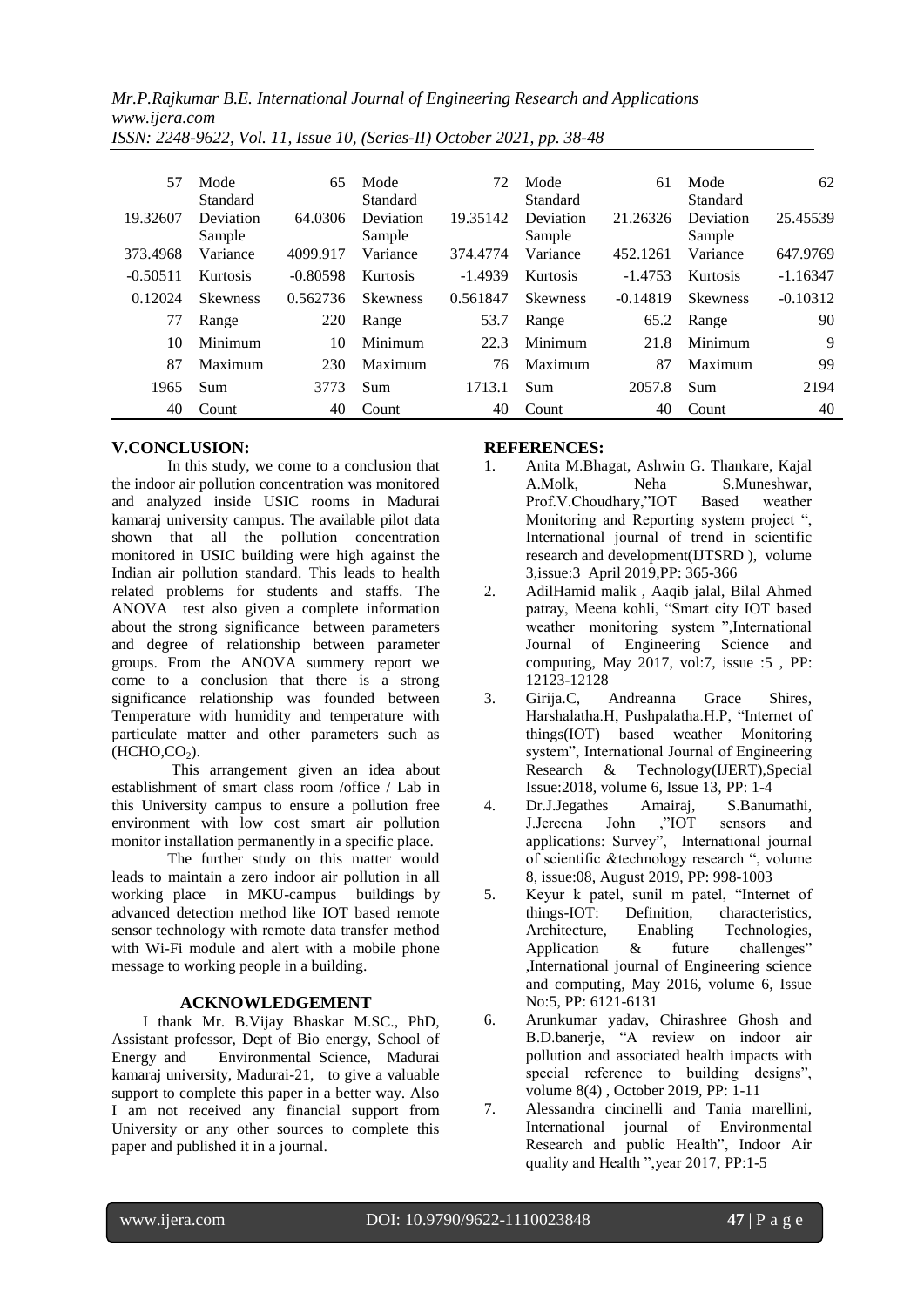| 57 | Mode | 65 | Mode | 72 | Mode | 61 | Mode | 62 |
|---|---|---|---|---|---|---|---|---|
| 19.32607 | Standard Deviation | 64.0306 | Standard Deviation | 19.35142 | Standard Deviation | 21.26326 | Standard Deviation | 25.45539 |
| 373.4968 | Sample Variance | 4099.917 | Sample Variance | 374.4774 | Sample Variance | 452.1261 | Sample Variance | 647.9769 |
| -0.50511 | Kurtosis | -0.80598 | Kurtosis | -1.4939 | Kurtosis | -1.4753 | Kurtosis | -1.16347 |
| 0.12024 | Skewness | 0.562736 | Skewness | 0.561847 | Skewness | -0.14819 | Skewness | -0.10312 |
| 77 | Range | 220 | Range | 53.7 | Range | 65.2 | Range | 90 |
| 10 | Minimum | 10 | Minimum | 22.3 | Minimum | 21.8 | Minimum | 9 |
| 87 | Maximum | 230 | Maximum | 76 | Maximum | 87 | Maximum | 99 |
| 1965 | Sum | 3773 | Sum | 1713.1 | Sum | 2057.8 | Sum | 2194 |
| 40 | Count | 40 | Count | 40 | Count | 40 | Count | 40 |

## V.CONCLUSION:

In this study, we come to a conclusion that the indoor air pollution concentration was monitored and analyzed inside USIC rooms in Madurai kamaraj university campus. The available pilot data shown that all the pollution concentration monitored in USIC building were high against the Indian air pollution standard. This leads to health related problems for students and staffs. The ANOVA test also given a complete information about the strong significance between parameters and degree of relationship between parameter groups. From the ANOVA summery report we come to a conclusion that there is a strong significance relationship was founded between Temperature with humidity and temperature with particulate matter and other parameters such as (HCHO,$CO_2$).

This arrangement given an idea about establishment of smart class room /office / Lab in this University campus to ensure a pollution free environment with low cost smart air pollution monitor installation permanently in a specific place.

The further study on this matter would leads to maintain a zero indoor air pollution in all working place in MKU-campus buildings by advanced detection method like IOT based remote sensor technology with remote data transfer method with Wi-Fi module and alert with a mobile phone message to working people in a building.

## ACKNOWLEDGEMENT

I thank Mr. B.Vijay Bhaskar M.SC., PhD, Assistant professor, Dept of Bio energy, School of Energy and Environmental Science, Madurai kamaraj university, Madurai-21, to give a valuable support to complete this paper in a better way. Also I am not received any financial support from University or any other sources to complete this paper and published it in a journal.

## REFERENCES:

1. Anita M.Bhagat, Ashwin G. Thankare, Kajal A.Molk, Neha S.Muneshwar, Prof.V.Choudhary,"IOT Based weather Monitoring and Reporting system project ", International journal of trend in scientific research and development(IJTSRD ), volume 3,issue:3 April 2019,PP: 365-366
2. AdilHamid malik , Aaqib jalal, Bilal Ahmed patray, Meena kohli, "Smart city IOT based weather monitoring system ",International Journal of Engineering Science and computing, May 2017, vol:7, issue :5 , PP: 12123-12128
3. Girija.C, Andreanna Grace Shires, Harshalatha.H, Pushpalatha.H.P, "Internet of things(IOT) based weather Monitoring system", International Journal of Engineering Research & Technology(IJERT),Special Issue:2018, volume 6, Issue 13, PP: 1-4
4. Dr.J.Jegathes Amairaj, S.Banumathi, J.Jereena John ,"IOT sensors and applications: Survey", International journal of scientific &technology research ", volume 8, issue:08, August 2019, PP: 998-1003
5. Keyur k patel, sunil m patel, "Internet of things-IOT: Definition, characteristics, Architecture, Enabling Technologies, Application & future challenges" ,International journal of Engineering science and computing, May 2016, volume 6, Issue No:5, PP: 6121-6131
6. Arunkumar yadav, Chirashree Ghosh and B.D.banerje, "A review on indoor air pollution and associated health impacts with special reference to building designs", volume 8(4) , October 2019, PP: 1-11
7. Alessandra cincinelli and Tania marellini, International journal of Environmental Research and public Health", Indoor Air quality and Health ",year 2017, PP:1-5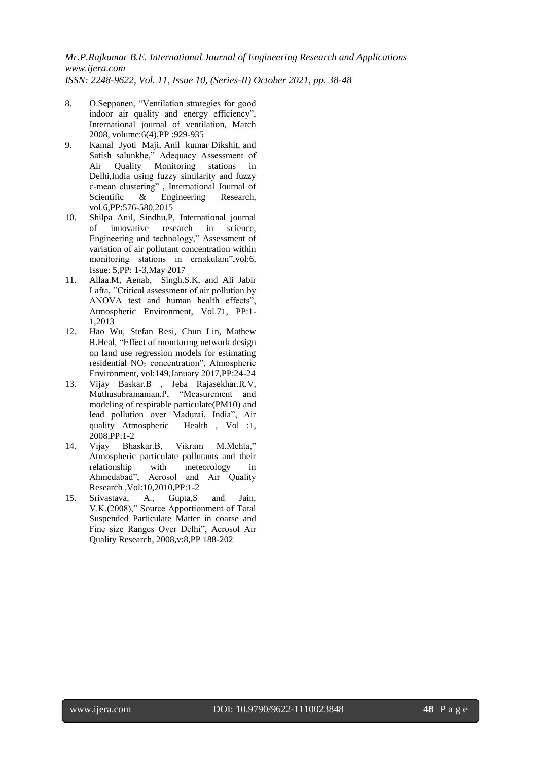8. O.Seppanen, “Ventilation strategies for good indoor air quality and energy efficiency”, International journal of ventilation, March 2008, volume:6(4),PP :929-935
9. Kamal Jyoti Maji, Anil kumar Dikshit, and Satish salunkhe,” Adequacy Assessment of Air Quality Monitoring stations in Delhi,India using fuzzy similarity and fuzzy c-mean clustering” , International Journal of Scientific & Engineering Research, vol.6,PP:576-580,2015
10. Shilpa Anil, Sindhu.P, International journal of innovative research in science, Engineering and technology,” Assessment of variation of air pollutant concentration within monitoring stations in ernakulam”,vol:6, Issue: 5,PP: 1-3,May 2017
11. Allaa.M, Aenab, Singh.S.K, and Ali Jabir Lafta, ”Critical assessment of air pollution by ANOVA test and human health effects”, Atmospheric Environment, Vol.71, PP:1-1,2013
12. Hao Wu, Stefan Resi, Chun Lin, Mathew R.Heal, “Effect of monitoring network design on land use regression models for estimating residential $NO_2$ concentration”, Atmospheric Environment, vol:149,January 2017,PP:24-24
13. Vijay Baskar.B , Jeba Rajasekhar.R.V, Muthusubramanian.P, “Measurement and modeling of respirable particulate(PM10) and lead pollution over Madurai, India”, Air quality Atmospheric Health , Vol :1, 2008,PP:1-2
14. Vijay Bhaskar.B, Vikram M.Mehta,” Atmospheric particulate pollutants and their relationship with meteorology in Ahmedabad”, Aerosol and Air Quality Research ,Vol:10,2010,PP:1-2
15. Srivastava, A., Gupta,S and Jain, V.K.(2008),” Source Apportionment of Total Suspended Particulate Matter in coarse and Fine size Ranges Over Delhi”, Aerosol Air Quality Research, 2008,v:8,PP 188-202